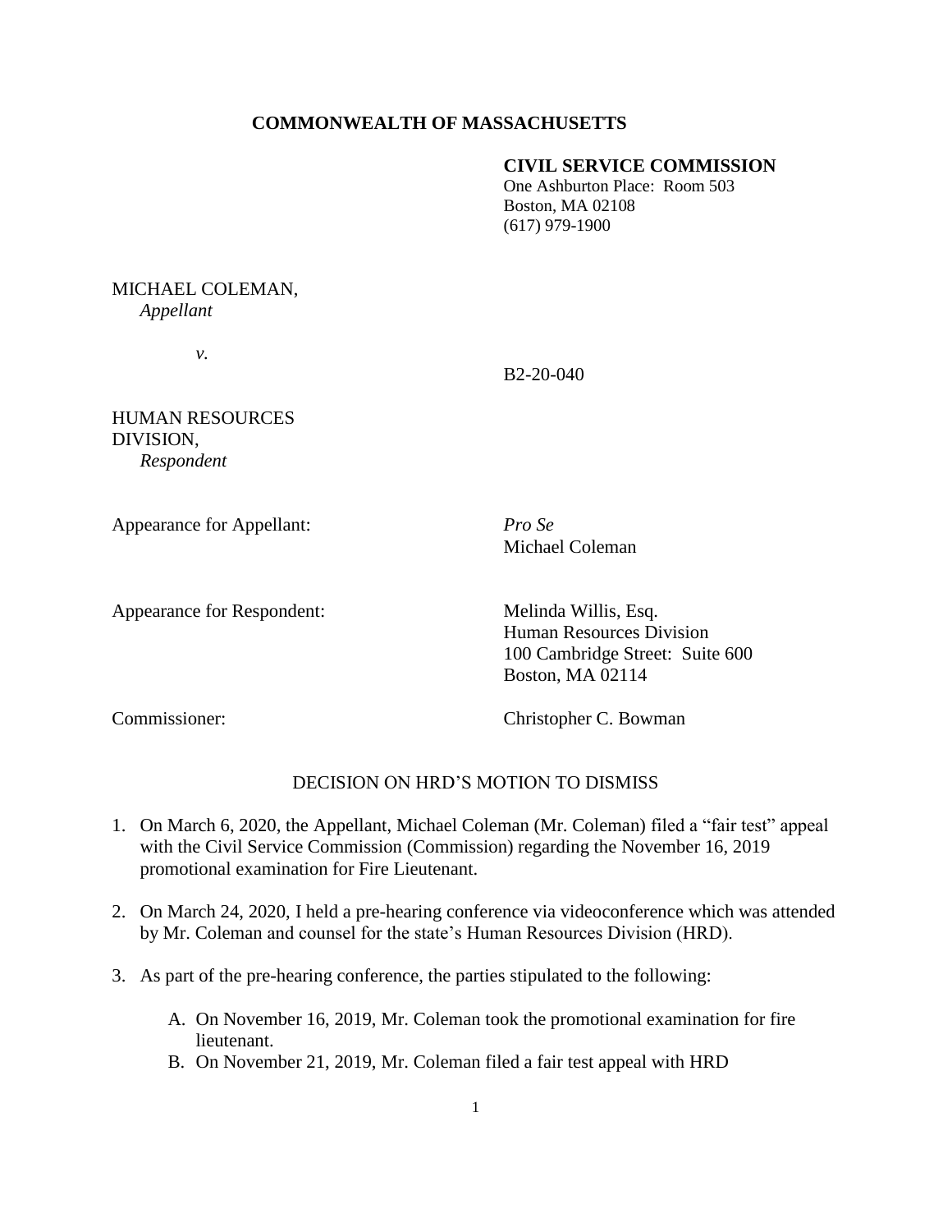**COMMONWEALTH OF MASSACHUSETTS**

**CIVIL SERVICE COMMISSION**
One Ashburton Place: Room 503
Boston, MA 02108
(617) 979-1900

MICHAEL COLEMAN,
*Appellant*

*v.*

B2-20-040

HUMAN RESOURCES DIVISION,
*Respondent*

Appearance for Appellant: *Pro Se*
Michael Coleman

Appearance for Respondent: Melinda Willis, Esq.
Human Resources Division
100 Cambridge Street: Suite 600
Boston, MA 02114

Commissioner: Christopher C. Bowman

DECISION ON HRD'S MOTION TO DISMISS

1. On March 6, 2020, the Appellant, Michael Coleman (Mr. Coleman) filed a "fair test" appeal with the Civil Service Commission (Commission) regarding the November 16, 2019 promotional examination for Fire Lieutenant.

2. On March 24, 2020, I held a pre-hearing conference via videoconference which was attended by Mr. Coleman and counsel for the state's Human Resources Division (HRD).

3. As part of the pre-hearing conference, the parties stipulated to the following:

   A. On November 16, 2019, Mr. Coleman took the promotional examination for fire lieutenant.
   B. On November 21, 2019, Mr. Coleman filed a fair test appeal with HRD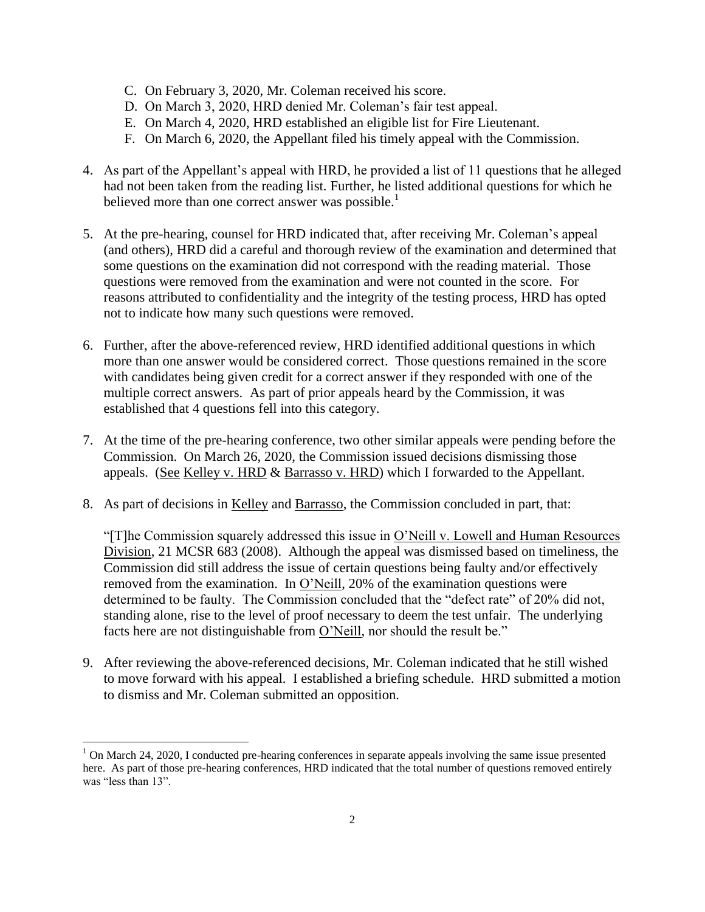C. On February 3, 2020, Mr. Coleman received his score.
D. On March 3, 2020, HRD denied Mr. Coleman's fair test appeal.
E. On March 4, 2020, HRD established an eligible list for Fire Lieutenant.
F. On March 6, 2020, the Appellant filed his timely appeal with the Commission.

4. As part of the Appellant's appeal with HRD, he provided a list of 11 questions that he alleged had not been taken from the reading list. Further, he listed additional questions for which he believed more than one correct answer was possible.[1]

5. At the pre-hearing, counsel for HRD indicated that, after receiving Mr. Coleman's appeal (and others), HRD did a careful and thorough review of the examination and determined that some questions on the examination did not correspond with the reading material. Those questions were removed from the examination and were not counted in the score. For reasons attributed to confidentiality and the integrity of the testing process, HRD has opted not to indicate how many such questions were removed.

6. Further, after the above-referenced review, HRD identified additional questions in which more than one answer would be considered correct. Those questions remained in the score with candidates being given credit for a correct answer if they responded with one of the multiple correct answers. As part of prior appeals heard by the Commission, it was established that 4 questions fell into this category.

7. At the time of the pre-hearing conference, two other similar appeals were pending before the Commission. On March 26, 2020, the Commission issued decisions dismissing those appeals. (See Kelley v. HRD & Barrasso v. HRD) which I forwarded to the Appellant.

8. As part of decisions in Kelley and Barrasso, the Commission concluded in part, that:

   "[T]he Commission squarely addressed this issue in O'Neill v. Lowell and Human Resources Division, 21 MCSR 683 (2008). Although the appeal was dismissed based on timeliness, the Commission did still address the issue of certain questions being faulty and/or effectively removed from the examination. In O'Neill, 20% of the examination questions were determined to be faulty. The Commission concluded that the "defect rate" of 20% did not, standing alone, rise to the level of proof necessary to deem the test unfair. The underlying facts here are not distinguishable from O'Neill, nor should the result be."

9. After reviewing the above-referenced decisions, Mr. Coleman indicated that he still wished to move forward with his appeal. I established a briefing schedule. HRD submitted a motion to dismiss and Mr. Coleman submitted an opposition.

---

[1] On March 24, 2020, I conducted pre-hearing conferences in separate appeals involving the same issue presented here. As part of those pre-hearing conferences, HRD indicated that the total number of questions removed entirely was "less than 13".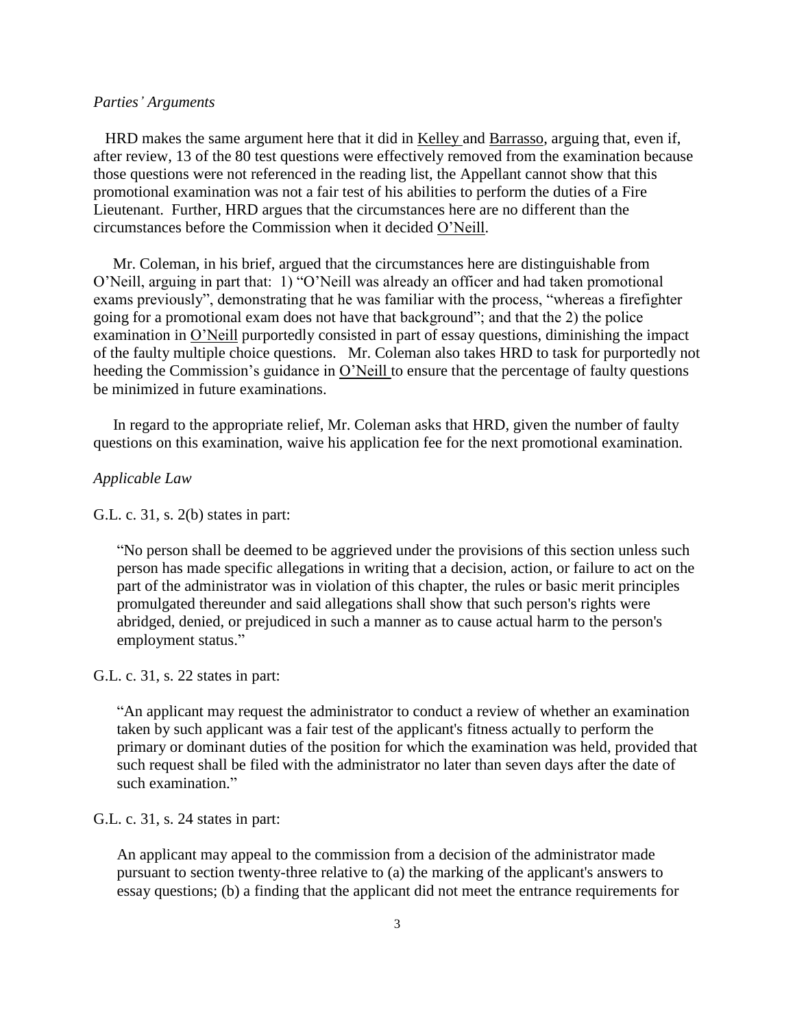*Parties' Arguments*

HRD makes the same argument here that it did in Kelley and Barrasso, arguing that, even if, after review, 13 of the 80 test questions were effectively removed from the examination because those questions were not referenced in the reading list, the Appellant cannot show that this promotional examination was not a fair test of his abilities to perform the duties of a Fire Lieutenant. Further, HRD argues that the circumstances here are no different than the circumstances before the Commission when it decided O'Neill.

Mr. Coleman, in his brief, argued that the circumstances here are distinguishable from O'Neill, arguing in part that: 1) "O'Neill was already an officer and had taken promotional exams previously", demonstrating that he was familiar with the process, "whereas a firefighter going for a promotional exam does not have that background"; and that the 2) the police examination in O'Neill purportedly consisted in part of essay questions, diminishing the impact of the faulty multiple choice questions. Mr. Coleman also takes HRD to task for purportedly not heeding the Commission's guidance in O'Neill to ensure that the percentage of faulty questions be minimized in future examinations.

In regard to the appropriate relief, Mr. Coleman asks that HRD, given the number of faulty questions on this examination, waive his application fee for the next promotional examination.

*Applicable Law*

G.L. c. 31, s. 2(b) states in part:

> "No person shall be deemed to be aggrieved under the provisions of this section unless such person has made specific allegations in writing that a decision, action, or failure to act on the part of the administrator was in violation of this chapter, the rules or basic merit principles promulgated thereunder and said allegations shall show that such person's rights were abridged, denied, or prejudiced in such a manner as to cause actual harm to the person's employment status."

G.L. c. 31, s. 22 states in part:

> "An applicant may request the administrator to conduct a review of whether an examination taken by such applicant was a fair test of the applicant's fitness actually to perform the primary or dominant duties of the position for which the examination was held, provided that such request shall be filed with the administrator no later than seven days after the date of such examination."

G.L. c. 31, s. 24 states in part:

> An applicant may appeal to the commission from a decision of the administrator made pursuant to section twenty-three relative to (a) the marking of the applicant's answers to essay questions; (b) a finding that the applicant did not meet the entrance requirements for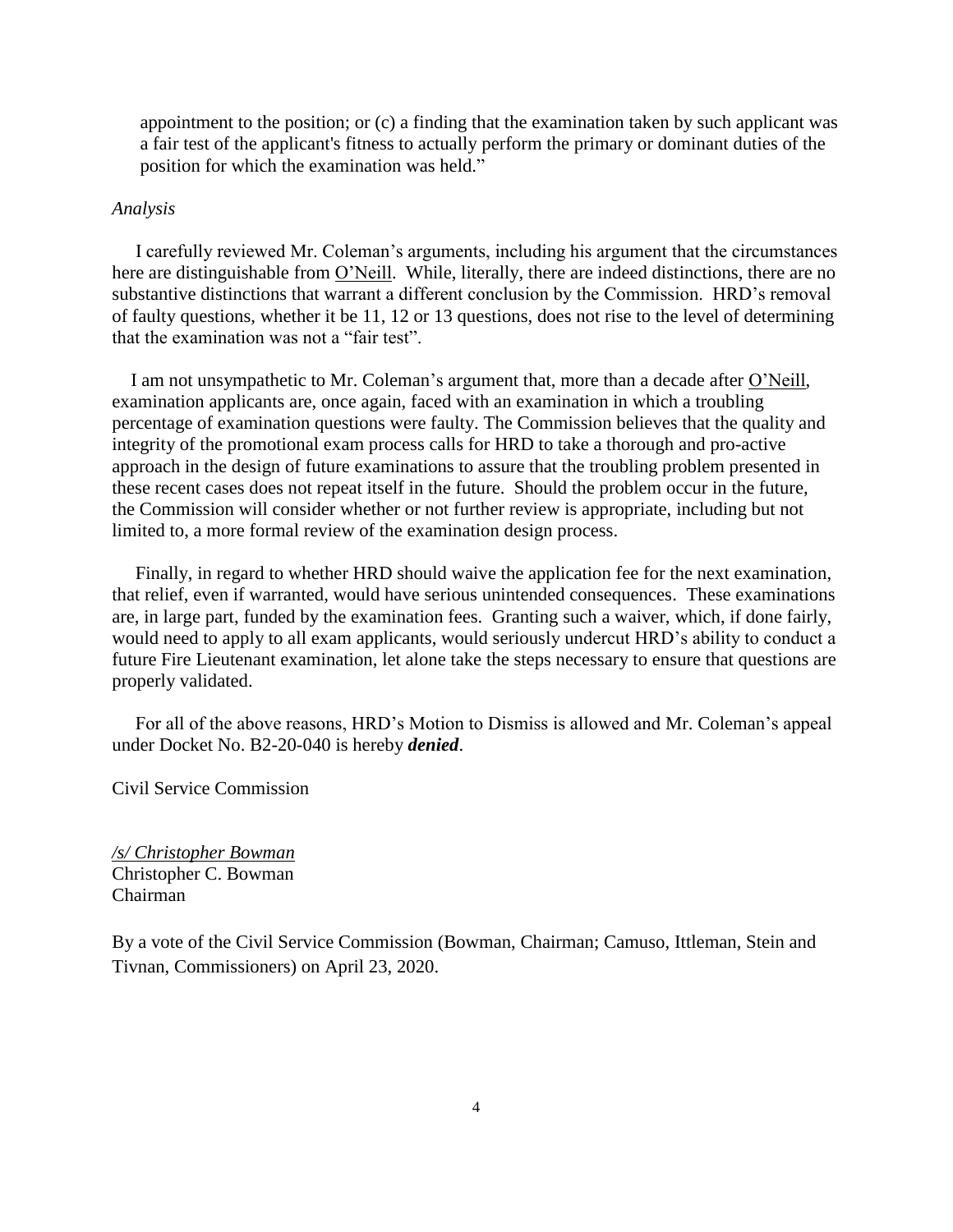appointment to the position; or (c) a finding that the examination taken by such applicant was a fair test of the applicant's fitness to actually perform the primary or dominant duties of the position for which the examination was held."

*Analysis*

I carefully reviewed Mr. Coleman's arguments, including his argument that the circumstances here are distinguishable from O'Neill. While, literally, there are indeed distinctions, there are no substantive distinctions that warrant a different conclusion by the Commission. HRD's removal of faulty questions, whether it be 11, 12 or 13 questions, does not rise to the level of determining that the examination was not a "fair test".

I am not unsympathetic to Mr. Coleman's argument that, more than a decade after O'Neill, examination applicants are, once again, faced with an examination in which a troubling percentage of examination questions were faulty. The Commission believes that the quality and integrity of the promotional exam process calls for HRD to take a thorough and pro-active approach in the design of future examinations to assure that the troubling problem presented in these recent cases does not repeat itself in the future. Should the problem occur in the future, the Commission will consider whether or not further review is appropriate, including but not limited to, a more formal review of the examination design process.

Finally, in regard to whether HRD should waive the application fee for the next examination, that relief, even if warranted, would have serious unintended consequences. These examinations are, in large part, funded by the examination fees. Granting such a waiver, which, if done fairly, would need to apply to all exam applicants, would seriously undercut HRD's ability to conduct a future Fire Lieutenant examination, let alone take the steps necessary to ensure that questions are properly validated.

For all of the above reasons, HRD's Motion to Dismiss is allowed and Mr. Coleman's appeal under Docket No. B2-20-040 is hereby ***denied***.

Civil Service Commission

*/s/ Christopher Bowman*
Christopher C. Bowman
Chairman

By a vote of the Civil Service Commission (Bowman, Chairman; Camuso, Ittleman, Stein and Tivnan, Commissioners) on April 23, 2020.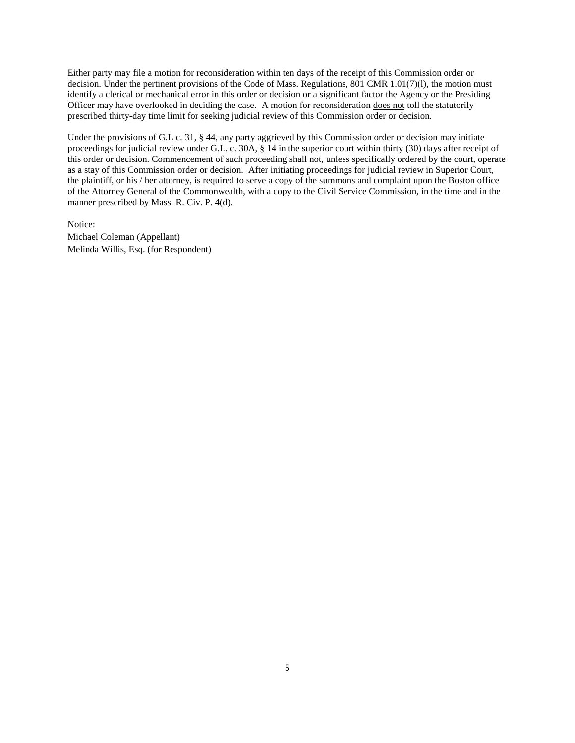Either party may file a motion for reconsideration within ten days of the receipt of this Commission order or decision. Under the pertinent provisions of the Code of Mass. Regulations, 801 CMR 1.01(7)(l), the motion must identify a clerical or mechanical error in this order or decision or a significant factor the Agency or the Presiding Officer may have overlooked in deciding the case. A motion for reconsideration does not toll the statutorily prescribed thirty-day time limit for seeking judicial review of this Commission order or decision.

Under the provisions of G.L c. 31, § 44, any party aggrieved by this Commission order or decision may initiate proceedings for judicial review under G.L. c. 30A, § 14 in the superior court within thirty (30) days after receipt of this order or decision. Commencement of such proceeding shall not, unless specifically ordered by the court, operate as a stay of this Commission order or decision. After initiating proceedings for judicial review in Superior Court, the plaintiff, or his / her attorney, is required to serve a copy of the summons and complaint upon the Boston office of the Attorney General of the Commonwealth, with a copy to the Civil Service Commission, in the time and in the manner prescribed by Mass. R. Civ. P. 4(d).

Notice:
Michael Coleman (Appellant)
Melinda Willis, Esq. (for Respondent)